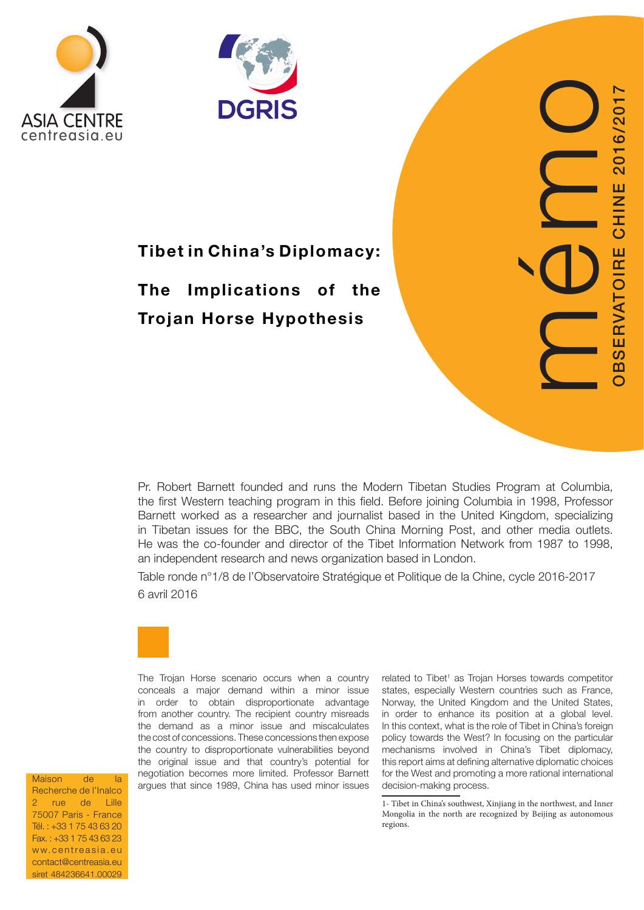ASIA CENTRE
centreasia.eu

DGRIS

mémo

OBSERVATOIRE CHINE 2016/2017

# Tibet in China's Diplomacy:

## The Implications of the Trojan Horse Hypothesis

Pr. Robert Barnett founded and runs the Modern Tibetan Studies Program at Columbia, the first Western teaching program in this field. Before joining Columbia in 1998, Professor Barnett worked as a researcher and journalist based in the United Kingdom, specializing in Tibetan issues for the BBC, the South China Morning Post, and other media outlets. He was the co-founder and director of the Tibet Information Network from 1987 to 1998, an independent research and news organization based in London.

Table ronde n°1/8 de l'Observatoire Stratégique et Politique de la Chine, cycle 2016-2017
6 avril 2016

The Trojan Horse scenario occurs when a country conceals a major demand within a minor issue in order to obtain disproportionate advantage from another country. The recipient country misreads the demand as a minor issue and miscalculates the cost of concessions. These concessions then expose the country to disproportionate vulnerabilities beyond the original issue and that country's potential for negotiation becomes more limited. Professor Barnett argues that since 1989, China has used minor issues related to Tibet[1] as Trojan Horses towards competitor states, especially Western countries such as France, Norway, the United Kingdom and the United States, in order to enhance its position at a global level. In this context, what is the role of Tibet in China's foreign policy towards the West? In focusing on the particular mechanisms involved in China's Tibet diplomacy, this report aims at defining alternative diplomatic choices for the West and promoting a more rational international decision-making process.

1- Tibet in China's southwest, Xinjiang in the northwest, and Inner Mongolia in the north are recognized by Beijing as autonomous regions.

Maison de la Recherche de l'Inalco
2 rue de Lille
75007 Paris - France
Tél. : +33 1 75 43 63 20
Fax. : +33 1 75 43 63 23
ww.centreasia.eu
contact@centreasia.eu
siret 484236641.00029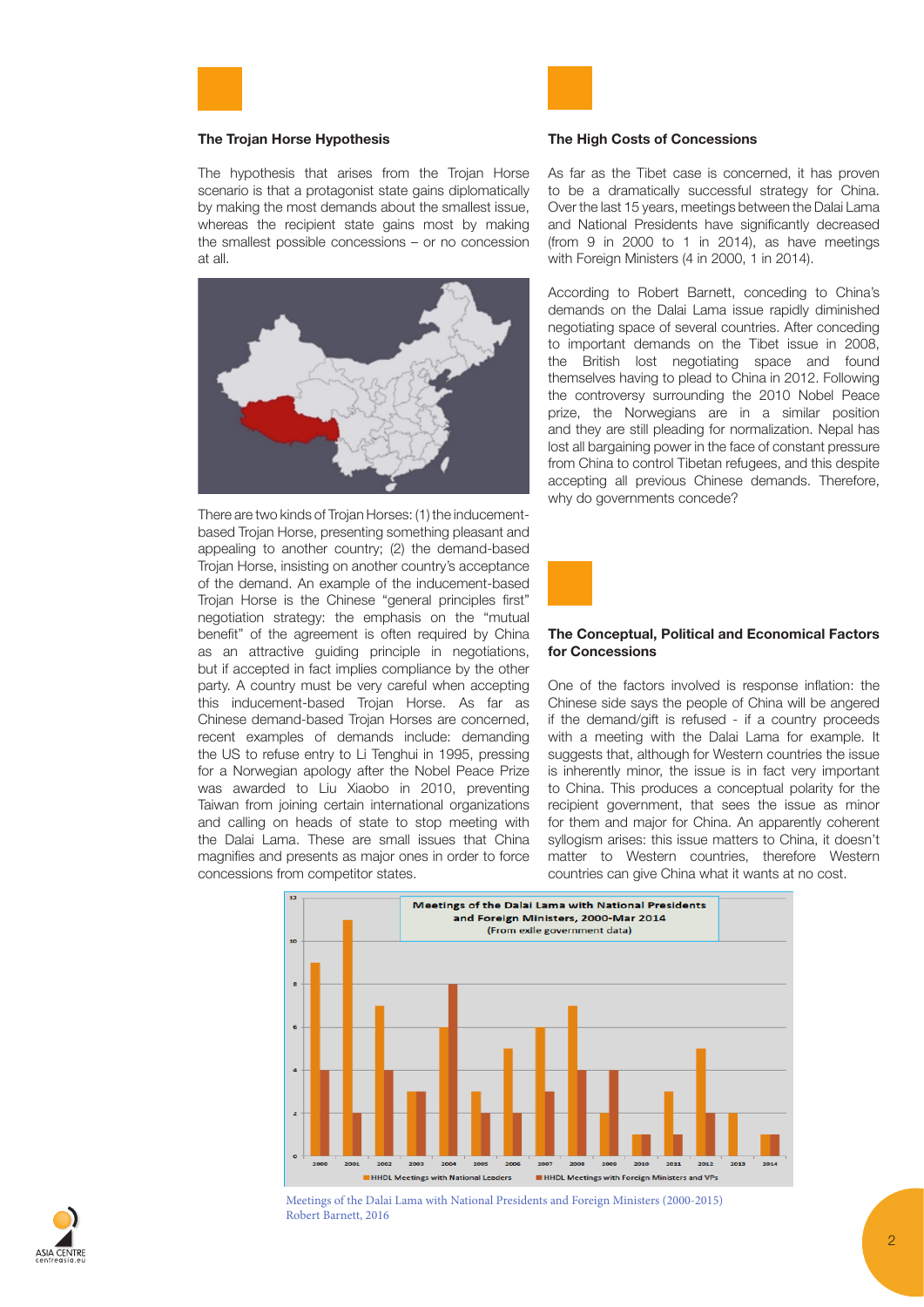### The Trojan Horse Hypothesis

The hypothesis that arises from the Trojan Horse scenario is that a protagonist state gains diplomatically by making the most demands about the smallest issue, whereas the recipient state gains most by making the smallest possible concessions – or no concession at all.

There are two kinds of Trojan Horses: (1) the inducement-based Trojan Horse, presenting something pleasant and appealing to another country; (2) the demand-based Trojan Horse, insisting on another country's acceptance of the demand. An example of the inducement-based Trojan Horse is the Chinese "general principles first" negotiation strategy: the emphasis on the "mutual benefit" of the agreement is often required by China as an attractive guiding principle in negotiations, but if accepted in fact implies compliance by the other party. A country must be very careful when accepting this inducement-based Trojan Horse. As far as Chinese demand-based Trojan Horses are concerned, recent examples of demands include: demanding the US to refuse entry to Li Tenghui in 1995, pressing for a Norwegian apology after the Nobel Peace Prize was awarded to Liu Xiaobo in 2010, preventing Taiwan from joining certain international organizations and calling on heads of state to stop meeting with the Dalai Lama. These are small issues that China magnifies and presents as major ones in order to force concessions from competitor states.

### The High Costs of Concessions

As far as the Tibet case is concerned, it has proven to be a dramatically successful strategy for China. Over the last 15 years, meetings between the Dalai Lama and National Presidents have significantly decreased (from 9 in 2000 to 1 in 2014), as have meetings with Foreign Ministers (4 in 2000, 1 in 2014).

According to Robert Barnett, conceding to China's demands on the Dalai Lama issue rapidly diminished negotiating space of several countries. After conceding to important demands on the Tibet issue in 2008, the British lost negotiating space and found themselves having to plead to China in 2012. Following the controversy surrounding the 2010 Nobel Peace prize, the Norwegians are in a similar position and they are still pleading for normalization. Nepal has lost all bargaining power in the face of constant pressure from China to control Tibetan refugees, and this despite accepting all previous Chinese demands. Therefore, why do governments concede?

### The Conceptual, Political and Economical Factors for Concessions

One of the factors involved is response inflation: the Chinese side says the people of China will be angered if the demand/gift is refused - if a country proceeds with a meeting with the Dalai Lama for example. It suggests that, although for Western countries the issue is inherently minor, the issue is in fact very important to China. This produces a conceptual polarity for the recipient government, that sees the issue as minor for them and major for China. An apparently coherent syllogism arises: this issue matters to China, it doesn't matter to Western countries, therefore Western countries can give China what it wants at no cost.

Meetings of the Dalai Lama with National Presidents and Foreign Ministers (2000-2015)
Robert Barnett, 2016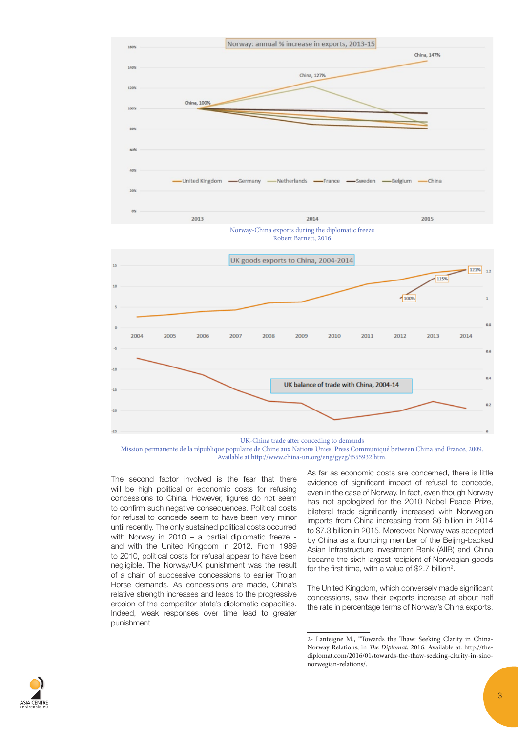Norway-China exports during the diplomatic freeze
Robert Barnett, 2016

UK-China trade after conceding to demands
Mission permanente de la république populaire de Chine aux Nations Unies, Press Communiqué between China and France, 2009. Available at http://www.china-un.org/eng/gyzg/t555932.htm.

The second factor involved is the fear that there will be high political or economic costs for refusing concessions to China. However, figures do not seem to confirm such negative consequences. Political costs for refusal to concede seem to have been very minor until recently. The only sustained political costs occurred with Norway in 2010 – a partial diplomatic freeze - and with the United Kingdom in 2012. From 1989 to 2010, political costs for refusal appear to have been negligible. The Norway/UK punishment was the result of a chain of successive concessions to earlier Trojan Horse demands. As concessions are made, China's relative strength increases and leads to the progressive erosion of the competitor state's diplomatic capacities. Indeed, weak responses over time lead to greater punishment.

As far as economic costs are concerned, there is little evidence of significant impact of refusal to concede, even in the case of Norway. In fact, even though Norway has not apologized for the 2010 Nobel Peace Prize, bilateral trade significantly increased with Norwegian imports from China increasing from $6 billion in 2014 to $7.3 billion in 2015. Moreover, Norway was accepted by China as a founding member of the Beijing-backed Asian Infrastructure Investment Bank (AIIB) and China became the sixth largest recipient of Norwegian goods for the first time, with a value of $2.7 billion[2].

The United Kingdom, which conversely made significant concessions, saw their exports increase at about half the rate in percentage terms of Norway's China exports.

2- Lanteigne M., "Towards the Thaw: Seeking Clarity in China-Norway Relations, in *The Diplomat*, 2016. Available at: http://the-diplomat.com/2016/01/towards-the-thaw-seeking-clarity-in-sino-norwegian-relations/.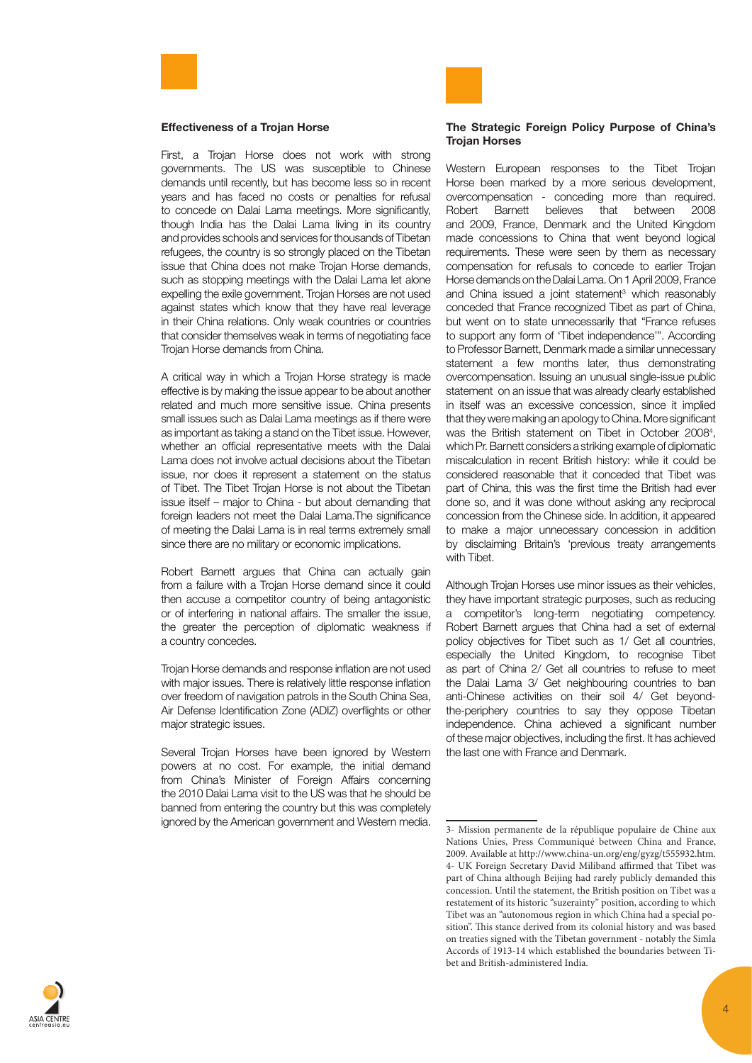### Effectiveness of a Trojan Horse

First, a Trojan Horse does not work with strong governments. The US was susceptible to Chinese demands until recently, but has become less so in recent years and has faced no costs or penalties for refusal to concede on Dalai Lama meetings. More significantly, though India has the Dalai Lama living in its country and provides schools and services for thousands of Tibetan refugees, the country is so strongly placed on the Tibetan issue that China does not make Trojan Horse demands, such as stopping meetings with the Dalai Lama let alone expelling the exile government. Trojan Horses are not used against states which know that they have real leverage in their China relations. Only weak countries or countries that consider themselves weak in terms of negotiating face Trojan Horse demands from China.

A critical way in which a Trojan Horse strategy is made effective is by making the issue appear to be about another related and much more sensitive issue. China presents small issues such as Dalai Lama meetings as if there were as important as taking a stand on the Tibet issue. However, whether an official representative meets with the Dalai Lama does not involve actual decisions about the Tibetan issue, nor does it represent a statement on the status of Tibet. The Tibet Trojan Horse is not about the Tibetan issue itself – major to China - but about demanding that foreign leaders not meet the Dalai Lama.The significance of meeting the Dalai Lama is in real terms extremely small since there are no military or economic implications.

Robert Barnett argues that China can actually gain from a failure with a Trojan Horse demand since it could then accuse a competitor country of being antagonistic or of interfering in national affairs. The smaller the issue, the greater the perception of diplomatic weakness if a country concedes.

Trojan Horse demands and response inflation are not used with major issues. There is relatively little response inflation over freedom of navigation patrols in the South China Sea, Air Defense Identification Zone (ADIZ) overflights or other major strategic issues.

Several Trojan Horses have been ignored by Western powers at no cost. For example, the initial demand from China's Minister of Foreign Affairs concerning the 2010 Dalai Lama visit to the US was that he should be banned from entering the country but this was completely ignored by the American government and Western media.

### The Strategic Foreign Policy Purpose of China's Trojan Horses

Western European responses to the Tibet Trojan Horse been marked by a more serious development, overcompensation - conceding more than required. Robert Barnett believes that between 2008 and 2009, France, Denmark and the United Kingdom made concessions to China that went beyond logical requirements. These were seen by them as necessary compensation for refusals to concede to earlier Trojan Horse demands on the Dalai Lama. On 1 April 2009, France and China issued a joint statement[3] which reasonably conceded that France recognized Tibet as part of China, but went on to state unnecessarily that "France refuses to support any form of 'Tibet independence'". According to Professor Barnett, Denmark made a similar unnecessary statement a few months later, thus demonstrating overcompensation. Issuing an unusual single-issue public statement on an issue that was already clearly established in itself was an excessive concession, since it implied that they were making an apology to China. More significant was the British statement on Tibet in October 2008[4], which Pr. Barnett considers a striking example of diplomatic miscalculation in recent British history: while it could be considered reasonable that it conceded that Tibet was part of China, this was the first time the British had ever done so, and it was done without asking any reciprocal concession from the Chinese side. In addition, it appeared to make a major unnecessary concession in addition by disclaiming Britain's 'previous treaty arrangements with Tibet.

Although Trojan Horses use minor issues as their vehicles, they have important strategic purposes, such as reducing a competitor's long-term negotiating competency. Robert Barnett argues that China had a set of external policy objectives for Tibet such as 1/ Get all countries, especially the United Kingdom, to recognise Tibet as part of China 2/ Get all countries to refuse to meet the Dalai Lama 3/ Get neighbouring countries to ban anti-Chinese activities on their soil 4/ Get beyond-the-periphery countries to say they oppose Tibetan independence. China achieved a significant number of these major objectives, including the first. It has achieved the last one with France and Denmark.

---

3- Mission permanente de la république populaire de Chine aux Nations Unies, Press Communiqué between China and France, 2009. Available at http://www.china-un.org/eng/gyzg/t555932.htm.

4- UK Foreign Secretary David Miliband affirmed that Tibet was part of China although Beijing had rarely publicly demanded this concession. Until the statement, the British position on Tibet was a restatement of its historic "suzerainty" position, according to which Tibet was an "autonomous region in which China had a special position". This stance derived from its colonial history and was based on treaties signed with the Tibetan government - notably the Simla Accords of 1913-14 which established the boundaries between Tibet and British-administered India.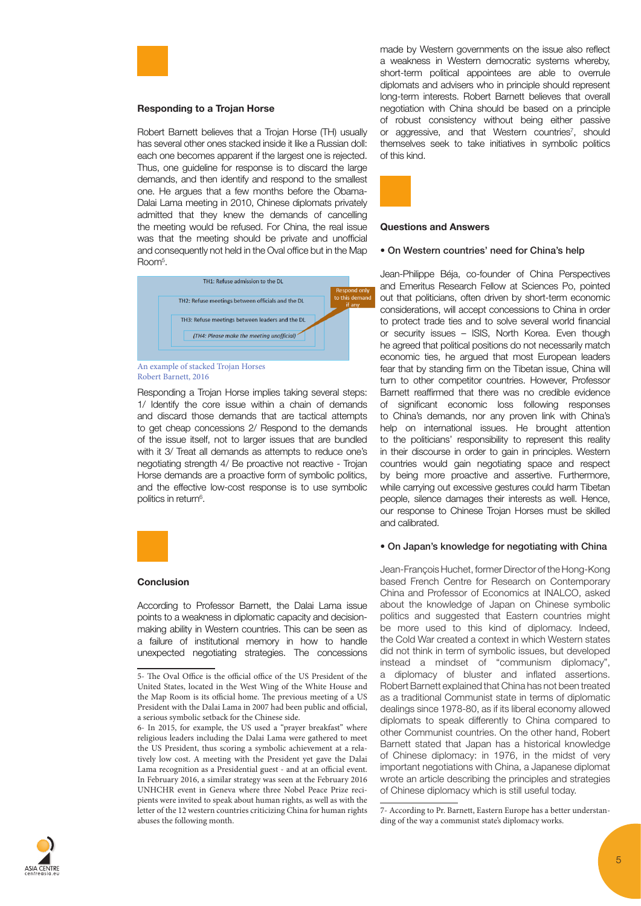## Responding to a Trojan Horse

Robert Barnett believes that a Trojan Horse (TH) usually has several other ones stacked inside it like a Russian doll: each one becomes apparent if the largest one is rejected. Thus, one guideline for response is to discard the large demands, and then identify and respond to the smallest one. He argues that a few months before the Obama-Dalai Lama meeting in 2010, Chinese diplomats privately admitted that they knew the demands of cancelling the meeting would be refused. For China, the real issue was that the meeting should be private and unofficial and consequently not held in the Oval office but in the Map Room[5].

TH1: Refuse admission to the DL

TH2: Refuse meetings between officials and the DL

TH3: Refuse meetings between leaders and the DL

(TH4: Please make the meeting unofficial)

Respond only to this demand if any

An example of stacked Trojan Horses
Robert Barnett, 2016

Responding a Trojan Horse implies taking several steps: 1/ Identify the core issue within a chain of demands and discard those demands that are tactical attempts to get cheap concessions 2/ Respond to the demands of the issue itself, not to larger issues that are bundled with it 3/ Treat all demands as attempts to reduce one's negotiating strength 4/ Be proactive not reactive - Trojan Horse demands are a proactive form of symbolic politics, and the effective low-cost response is to use symbolic politics in return[6].

## Conclusion

According to Professor Barnett, the Dalai Lama issue points to a weakness in diplomatic capacity and decision-making ability in Western countries. This can be seen as a failure of institutional memory in how to handle unexpected negotiating strategies. The concessions made by Western governments on the issue also reflect a weakness in Western democratic systems whereby, short-term political appointees are able to overrule diplomats and advisers who in principle should represent long-term interests. Robert Barnett believes that overall negotiation with China should be based on a principle of robust consistency without being either passive or aggressive, and that Western countries[7], should themselves seek to take initiatives in symbolic politics of this kind.

## Questions and Answers

**• On Western countries' need for China's help**

Jean-Philippe Béja, co-founder of China Perspectives and Emeritus Research Fellow at Sciences Po, pointed out that politicians, often driven by short-term economic considerations, will accept concessions to China in order to protect trade ties and to solve several world financial or security issues – ISIS, North Korea. Even though he agreed that political positions do not necessarily match economic ties, he argued that most European leaders fear that by standing firm on the Tibetan issue, China will turn to other competitor countries. However, Professor Barnett reaffirmed that there was no credible evidence of significant economic loss following responses to China's demands, nor any proven link with China's help on international issues. He brought attention to the politicians' responsibility to represent this reality in their discourse in order to gain in principles. Western countries would gain negotiating space and respect by being more proactive and assertive. Furthermore, while carrying out excessive gestures could harm Tibetan people, silence damages their interests as well. Hence, our response to Chinese Trojan Horses must be skilled and calibrated.

**• On Japan's knowledge for negotiating with China**

Jean-François Huchet, former Director of the Hong-Kong based French Centre for Research on Contemporary China and Professor of Economics at INALCO, asked about the knowledge of Japan on Chinese symbolic politics and suggested that Eastern countries might be more used to this kind of diplomacy. Indeed, the Cold War created a context in which Western states did not think in term of symbolic issues, but developed instead a mindset of "communism diplomacy", a diplomacy of bluster and inflated assertions. Robert Barnett explained that China has not been treated as a traditional Communist state in terms of diplomatic dealings since 1978-80, as if its liberal economy allowed diplomats to speak differently to China compared to other Communist countries. On the other hand, Robert Barnett stated that Japan has a historical knowledge of Chinese diplomacy: in 1976, in the midst of very important negotiations with China, a Japanese diplomat wrote an article describing the principles and strategies of Chinese diplomacy which is still useful today.

---

5- The Oval Office is the official office of the US President of the United States, located in the West Wing of the White House and the Map Room is its official home. The previous meeting of a US President with the Dalai Lama in 2007 had been public and official, a serious symbolic setback for the Chinese side.

6- In 2015, for example, the US used a "prayer breakfast" where religious leaders including the Dalai Lama were gathered to meet the US President, thus scoring a symbolic achievement at a relatively low cost. A meeting with the President yet gave the Dalai Lama recognition as a Presidential guest - and at an official event. In February 2016, a similar strategy was seen at the February 2016 UNHCHR event in Geneva where three Nobel Peace Prize recipients were invited to speak about human rights, as well as with the letter of the 12 western countries criticizing China for human rights abuses the following month.

7- According to Pr. Barnett, Eastern Europe has a better understanding of the way a communist state's diplomacy works.